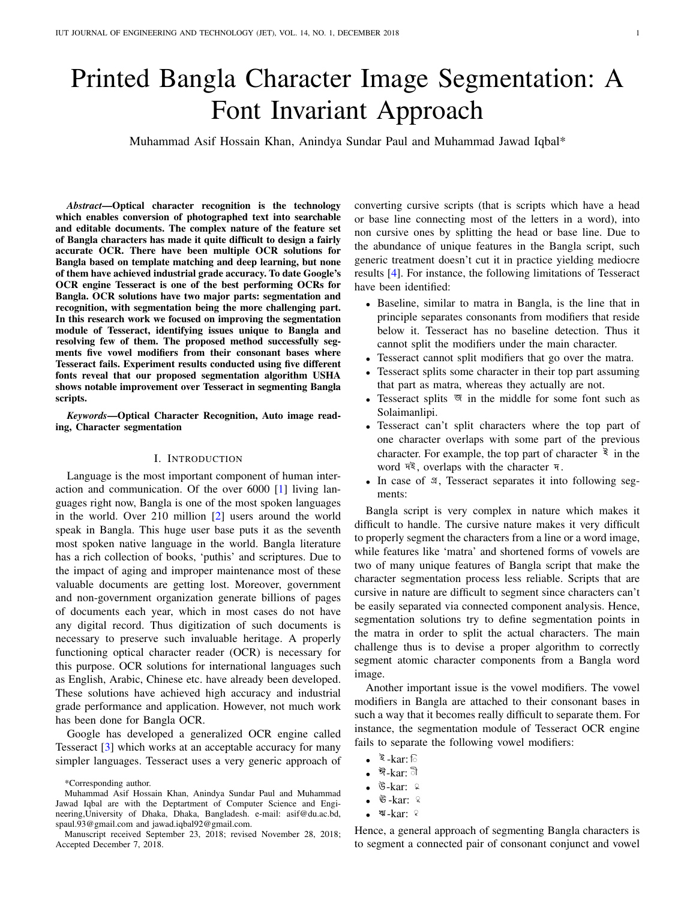# Printed Bangla Character Image Segmentation: A Font Invariant Approach

Muhammad Asif Hossain Khan, Anindya Sundar Paul and Muhammad Jawad Iqbal*

***Abstract*—Optical character recognition is the technology which enables conversion of photographed text into searchable and editable documents. The complex nature of the feature set of Bangla characters has made it quite difficult to design a fairly accurate OCR. There have been multiple OCR solutions for Bangla based on template matching and deep learning, but none of them have achieved industrial grade accuracy. To date Google's OCR engine Tesseract is one of the best performing OCRs for Bangla. OCR solutions have two major parts: segmentation and recognition, with segmentation being the more challenging part. In this research work we focused on improving the segmentation module of Tesseract, identifying issues unique to Bangla and resolving few of them. The proposed method successfully segments five vowel modifiers from their consonant bases where Tesseract fails. Experiment results conducted using five different fonts reveal that our proposed segmentation algorithm USHA shows notable improvement over Tesseract in segmenting Bangla scripts.**

***Keywords*—Optical Character Recognition, Auto image reading, Character segmentation**

## I. Introduction

Language is the most important component of human interaction and communication. Of the over 6000 [1] living languages right now, Bangla is one of the most spoken languages in the world. Over 210 million [2] users around the world speak in Bangla. This huge user base puts it as the seventh most spoken native language in the world. Bangla literature has a rich collection of books, 'puthis' and scriptures. Due to the impact of aging and improper maintenance most of these valuable documents are getting lost. Moreover, government and non-government organization generate billions of pages of documents each year, which in most cases do not have any digital record. Thus digitization of such documents is necessary to preserve such invaluable heritage. A properly functioning optical character reader (OCR) is necessary for this purpose. OCR solutions for international languages such as English, Arabic, Chinese etc. have already been developed. These solutions have achieved high accuracy and industrial grade performance and application. However, not much work has been done for Bangla OCR.

Google has developed a generalized OCR engine called Tesseract [3] which works at an acceptable accuracy for many simpler languages. Tesseract uses a very generic approach of converting cursive scripts (that is scripts which have a head or base line connecting most of the letters in a word), into non cursive ones by splitting the head or base line. Due to the abundance of unique features in the Bangla script, such generic treatment doesn't cut it in practice yielding mediocre results [4]. For instance, the following limitations of Tesseract have been identified:

- Baseline, similar to matra in Bangla, is the line that in principle separates consonants from modifiers that reside below it. Tesseract has no baseline detection. Thus it cannot split the modifiers under the main character.
- Tesseract cannot split modifiers that go over the matra.
- Tesseract splits some character in their top part assuming that part as matra, whereas they actually are not.
- Tesseract splits জ in the middle for some font such as Solaimanlipi.
- Tesseract can't split characters where the top part of one character overlaps with some part of the previous character. For example, the top part of character ই in the word দই, overlaps with the character দ.
- In case of গ্র, Tesseract separates it into following segments:

Bangla script is very complex in nature which makes it difficult to handle. The cursive nature makes it very difficult to properly segment the characters from a line or a word image, while features like 'matra' and shortened forms of vowels are two of many unique features of Bangla script that make the character segmentation process less reliable. Scripts that are cursive in nature are difficult to segment since characters can't be easily separated via connected component analysis. Hence, segmentation solutions try to define segmentation points in the matra in order to split the actual characters. The main challenge thus is to devise a proper algorithm to correctly segment atomic character components from a Bangla word image.

Another important issue is the vowel modifiers. The vowel modifiers in Bangla are attached to their consonant bases in such a way that it becomes really difficult to separate them. For instance, the segmentation module of Tesseract OCR engine fails to separate the following vowel modifiers:

- ই-kar: ি
- ঈ-kar: ী
- উ-kar: ু
- ঊ-kar: ূ
- ঋ-kar: ৃ

Hence, a general approach of segmenting Bangla characters is to segment a connected pair of consonant conjunct and vowel

*Corresponding author.

Muhammad Asif Hossain Khan, Anindya Sundar Paul and Muhammad Jawad Iqbal are with the Deptartment of Computer Science and Engineering,University of Dhaka, Dhaka, Bangladesh. e-mail: asif@du.ac.bd, spaul.93@gmail.com and jawad.iqbal92@gmail.com.

Manuscript received September 23, 2018; revised November 28, 2018; Accepted December 7, 2018.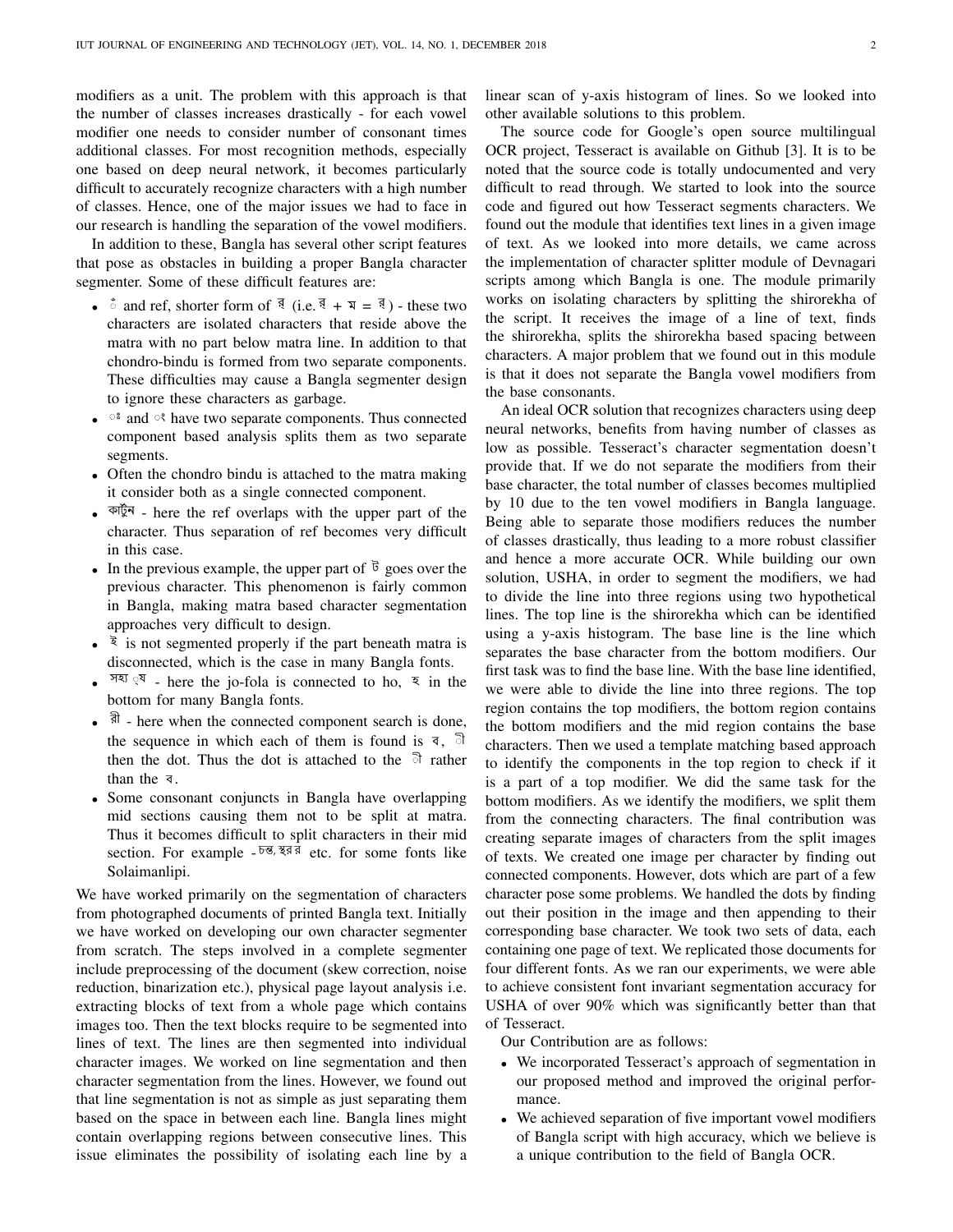modifiers as a unit. The problem with this approach is that the number of classes increases drastically - for each vowel modifier one needs to consider number of consonant times additional classes. For most recognition methods, especially one based on deep neural network, it becomes particularly difficult to accurately recognize characters with a high number of classes. Hence, one of the major issues we had to face in our research is handling the separation of the vowel modifiers.

In addition to these, Bangla has several other script features that pose as obstacles in building a proper Bangla character segmenter. Some of these difficult features are:

- ঁ and ref, shorter form of র্ (i.e. র্ + ম = র্ম) - these two characters are isolated characters that reside above the matra with no part below matra line. In addition to that chondro-bindu is formed from two separate components. These difficulties may cause a Bangla segmenter design to ignore these characters as garbage.
- ঃ and ং have two separate components. Thus connected component based analysis splits them as two separate segments.
- Often the chondro bindu is attached to the matra making it consider both as a single connected component.
- কার্টুন - here the ref overlaps with the upper part of the character. Thus separation of ref becomes very difficult in this case.
- In the previous example, the upper part of ট goes over the previous character. This phenomenon is fairly common in Bangla, making matra based character segmentation approaches very difficult to design.
- ই is not segmented properly if the part beneath matra is disconnected, which is the case in many Bangla fonts.
- সহ্য - here the jo-fola is connected to ho, হ in the bottom for many Bangla fonts.
- বী - here when the connected component search is done, the sequence in which each of them is found is ব, ী then the dot. Thus the dot is attached to the ী rather than the ব.
- Some consonant conjuncts in Bangla have overlapping mid sections causing them not to be split at matra. Thus it becomes difficult to split characters in their mid section. For example - চন্ড, স্বর etc. for some fonts like Solaimanlipi.

We have worked primarily on the segmentation of characters from photographed documents of printed Bangla text. Initially we have worked on developing our own character segmenter from scratch. The steps involved in a complete segmenter include preprocessing of the document (skew correction, noise reduction, binarization etc.), physical page layout analysis i.e. extracting blocks of text from a whole page which contains images too. Then the text blocks require to be segmented into lines of text. The lines are then segmented into individual character images. We worked on line segmentation and then character segmentation from the lines. However, we found out that line segmentation is not as simple as just separating them based on the space in between each line. Bangla lines might contain overlapping regions between consecutive lines. This issue eliminates the possibility of isolating each line by a linear scan of y-axis histogram of lines. So we looked into other available solutions to this problem.

The source code for Google's open source multilingual OCR project, Tesseract is available on Github [3]. It is to be noted that the source code is totally undocumented and very difficult to read through. We started to look into the source code and figured out how Tesseract segments characters. We found out the module that identifies text lines in a given image of text. As we looked into more details, we came across the implementation of character splitter module of Devnagari scripts among which Bangla is one. The module primarily works on isolating characters by splitting the shirorekha of the script. It receives the image of a line of text, finds the shirorekha, splits the shirorekha based spacing between characters. A major problem that we found out in this module is that it does not separate the Bangla vowel modifiers from the base consonants.

An ideal OCR solution that recognizes characters using deep neural networks, benefits from having number of classes as low as possible. Tesseract's character segmentation doesn't provide that. If we do not separate the modifiers from their base character, the total number of classes becomes multiplied by 10 due to the ten vowel modifiers in Bangla language. Being able to separate those modifiers reduces the number of classes drastically, thus leading to a more robust classifier and hence a more accurate OCR. While building our own solution, USHA, in order to segment the modifiers, we had to divide the line into three regions using two hypothetical lines. The top line is the shirorekha which can be identified using a y-axis histogram. The base line is the line which separates the base character from the bottom modifiers. Our first task was to find the base line. With the base line identified, we were able to divide the line into three regions. The top region contains the top modifiers, the bottom region contains the bottom modifiers and the mid region contains the base characters. Then we used a template matching based approach to identify the components in the top region to check if it is a part of a top modifier. We did the same task for the bottom modifiers. As we identify the modifiers, we split them from the connecting characters. The final contribution was creating separate images of characters from the split images of texts. We created one image per character by finding out connected components. However, dots which are part of a few character pose some problems. We handled the dots by finding out their position in the image and then appending to their corresponding base character. We took two sets of data, each containing one page of text. We replicated those documents for four different fonts. As we ran our experiments, we were able to achieve consistent font invariant segmentation accuracy for USHA of over 90% which was significantly better than that of Tesseract.

Our Contribution are as follows:

- We incorporated Tesseract's approach of segmentation in our proposed method and improved the original performance.
- We achieved separation of five important vowel modifiers of Bangla script with high accuracy, which we believe is a unique contribution to the field of Bangla OCR.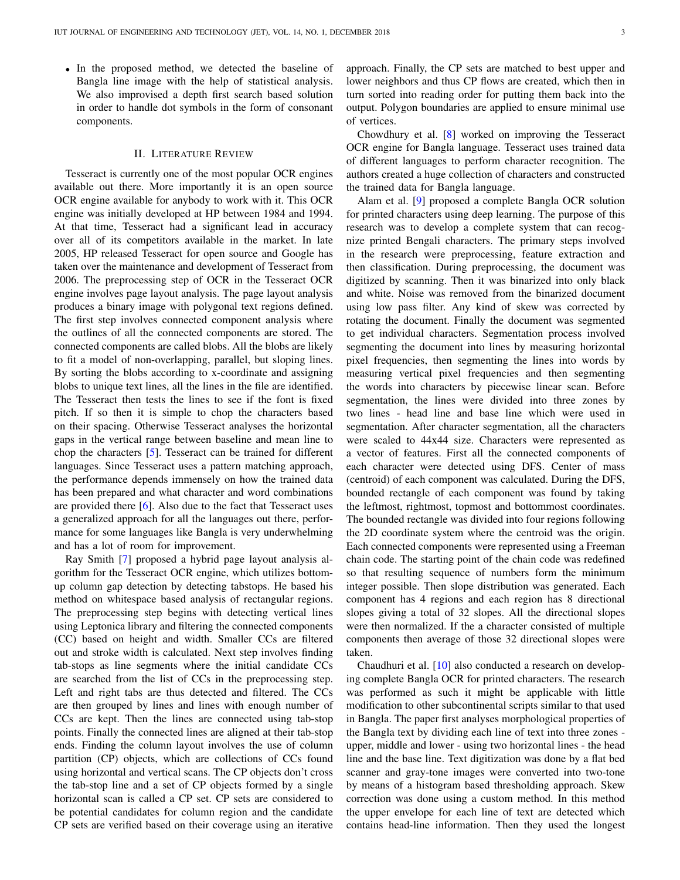- In the proposed method, we detected the baseline of Bangla line image with the help of statistical analysis. We also improvised a depth first search based solution in order to handle dot symbols in the form of consonant components.

## II. Literature Review

Tesseract is currently one of the most popular OCR engines available out there. More importantly it is an open source OCR engine available for anybody to work with it. This OCR engine was initially developed at HP between 1984 and 1994. At that time, Tesseract had a significant lead in accuracy over all of its competitors available in the market. In late 2005, HP released Tesseract for open source and Google has taken over the maintenance and development of Tesseract from 2006. The preprocessing step of OCR in the Tesseract OCR engine involves page layout analysis. The page layout analysis produces a binary image with polygonal text regions defined. The first step involves connected component analysis where the outlines of all the connected components are stored. The connected components are called blobs. All the blobs are likely to fit a model of non-overlapping, parallel, but sloping lines. By sorting the blobs according to x-coordinate and assigning blobs to unique text lines, all the lines in the file are identified. The Tesseract then tests the lines to see if the font is fixed pitch. If so then it is simple to chop the characters based on their spacing. Otherwise Tesseract analyses the horizontal gaps in the vertical range between baseline and mean line to chop the characters [5]. Tesseract can be trained for different languages. Since Tesseract uses a pattern matching approach, the performance depends immensely on how the trained data has been prepared and what character and word combinations are provided there [6]. Also due to the fact that Tesseract uses a generalized approach for all the languages out there, performance for some languages like Bangla is very underwhelming and has a lot of room for improvement.

Ray Smith [7] proposed a hybrid page layout analysis algorithm for the Tesseract OCR engine, which utilizes bottom-up column gap detection by detecting tabstops. He based his method on whitespace based analysis of rectangular regions. The preprocessing step begins with detecting vertical lines using Leptonica library and filtering the connected components (CC) based on height and width. Smaller CCs are filtered out and stroke width is calculated. Next step involves finding tab-stops as line segments where the initial candidate CCs are searched from the list of CCs in the preprocessing step. Left and right tabs are thus detected and filtered. The CCs are then grouped by lines and lines with enough number of CCs are kept. Then the lines are connected using tab-stop points. Finally the connected lines are aligned at their tab-stop ends. Finding the column layout involves the use of column partition (CP) objects, which are collections of CCs found using horizontal and vertical scans. The CP objects don't cross the tab-stop line and a set of CP objects formed by a single horizontal scan is called a CP set. CP sets are considered to be potential candidates for column region and the candidate CP sets are verified based on their coverage using an iterative approach. Finally, the CP sets are matched to best upper and lower neighbors and thus CP flows are created, which then in turn sorted into reading order for putting them back into the output. Polygon boundaries are applied to ensure minimal use of vertices.

Chowdhury et al. [8] worked on improving the Tesseract OCR engine for Bangla language. Tesseract uses trained data of different languages to perform character recognition. The authors created a huge collection of characters and constructed the trained data for Bangla language.

Alam et al. [9] proposed a complete Bangla OCR solution for printed characters using deep learning. The purpose of this research was to develop a complete system that can recognize printed Bengali characters. The primary steps involved in the research were preprocessing, feature extraction and then classification. During preprocessing, the document was digitized by scanning. Then it was binarized into only black and white. Noise was removed from the binarized document using low pass filter. Any kind of skew was corrected by rotating the document. Finally the document was segmented to get individual characters. Segmentation process involved segmenting the document into lines by measuring horizontal pixel frequencies, then segmenting the lines into words by measuring vertical pixel frequencies and then segmenting the words into characters by piecewise linear scan. Before segmentation, the lines were divided into three zones by two lines - head line and base line which were used in segmentation. After character segmentation, all the characters were scaled to 44x44 size. Characters were represented as a vector of features. First all the connected components of each character were detected using DFS. Center of mass (centroid) of each component was calculated. During the DFS, bounded rectangle of each component was found by taking the leftmost, rightmost, topmost and bottommost coordinates. The bounded rectangle was divided into four regions following the 2D coordinate system where the centroid was the origin. Each connected components were represented using a Freeman chain code. The starting point of the chain code was redefined so that resulting sequence of numbers form the minimum integer possible. Then slope distribution was generated. Each component has 4 regions and each region has 8 directional slopes giving a total of 32 slopes. All the directional slopes were then normalized. If the a character consisted of multiple components then average of those 32 directional slopes were taken.

Chaudhuri et al. [10] also conducted a research on developing complete Bangla OCR for printed characters. The research was performed as such it might be applicable with little modification to other subcontinental scripts similar to that used in Bangla. The paper first analyses morphological properties of the Bangla text by dividing each line of text into three zones - upper, middle and lower - using two horizontal lines - the head line and the base line. Text digitization was done by a flat bed scanner and gray-tone images were converted into two-tone by means of a histogram based thresholding approach. Skew correction was done using a custom method. In this method the upper envelope for each line of text are detected which contains head-line information. Then they used the longest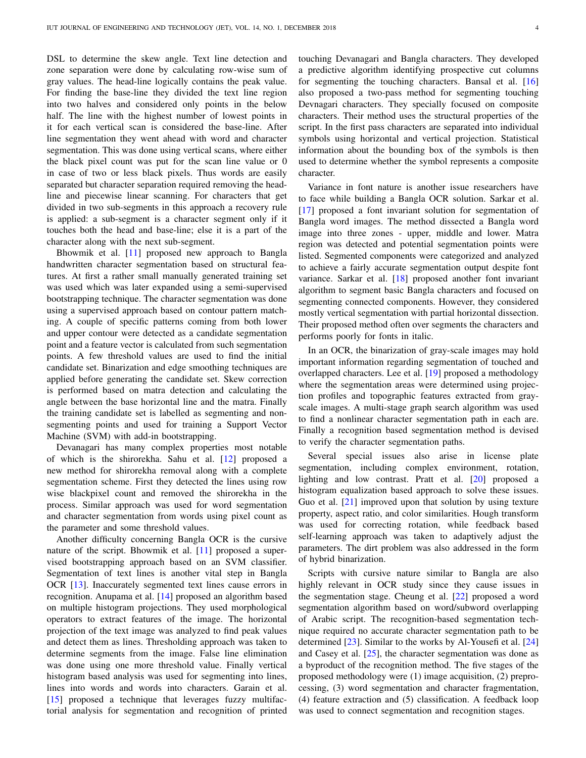DSL to determine the skew angle. Text line detection and zone separation were done by calculating row-wise sum of gray values. The head-line logically contains the peak value. For finding the base-line they divided the text line region into two halves and considered only points in the below half. The line with the highest number of lowest points in it for each vertical scan is considered the base-line. After line segmentation they went ahead with word and character segmentation. This was done using vertical scans, where either the black pixel count was put for the scan line value or 0 in case of two or less black pixels. Thus words are easily separated but character separation required removing the head-line and piecewise linear scanning. For characters that get divided in two sub-segments in this approach a recovery rule is applied: a sub-segment is a character segment only if it touches both the head and base-line; else it is a part of the character along with the next sub-segment.

Bhowmik et al. [11] proposed new approach to Bangla handwritten character segmentation based on structural features. At first a rather small manually generated training set was used which was later expanded using a semi-supervised bootstrapping technique. The character segmentation was done using a supervised approach based on contour pattern matching. A couple of specific patterns coming from both lower and upper contour were detected as a candidate segmentation point and a feature vector is calculated from such segmentation points. A few threshold values are used to find the initial candidate set. Binarization and edge smoothing techniques are applied before generating the candidate set. Skew correction is performed based on matra detection and calculating the angle between the base horizontal line and the matra. Finally the training candidate set is labelled as segmenting and non-segmenting points and used for training a Support Vector Machine (SVM) with add-in bootstrapping.

Devanagari has many complex properties most notable of which is the shirorekha. Sahu et al. [12] proposed a new method for shirorekha removal along with a complete segmentation scheme. First they detected the lines using row wise blackpixel count and removed the shirorekha in the process. Similar approach was used for word segmentation and character segmentation from words using pixel count as the parameter and some threshold values.

Another difficulty concerning Bangla OCR is the cursive nature of the script. Bhowmik et al. [11] proposed a supervised bootstrapping approach based on an SVM classifier. Segmentation of text lines is another vital step in Bangla OCR [13]. Inaccurately segmented text lines cause errors in recognition. Anupama et al. [14] proposed an algorithm based on multiple histogram projections. They used morphological operators to extract features of the image. The horizontal projection of the text image was analyzed to find peak values and detect them as lines. Thresholding approach was taken to determine segments from the image. False line elimination was done using one more threshold value. Finally vertical histogram based analysis was used for segmenting into lines, lines into words and words into characters. Garain et al. [15] proposed a technique that leverages fuzzy multifactorial analysis for segmentation and recognition of printed touching Devanagari and Bangla characters. They developed a predictive algorithm identifying prospective cut columns for segmenting the touching characters. Bansal et al. [16] also proposed a two-pass method for segmenting touching Devnagari characters. They specially focused on composite characters. Their method uses the structural properties of the script. In the first pass characters are separated into individual symbols using horizontal and vertical projection. Statistical information about the bounding box of the symbols is then used to determine whether the symbol represents a composite character.

Variance in font nature is another issue researchers have to face while building a Bangla OCR solution. Sarkar et al. [17] proposed a font invariant solution for segmentation of Bangla word images. The method dissected a Bangla word image into three zones - upper, middle and lower. Matra region was detected and potential segmentation points were listed. Segmented components were categorized and analyzed to achieve a fairly accurate segmentation output despite font variance. Sarkar et al. [18] proposed another font invariant algorithm to segment basic Bangla characters and focused on segmenting connected components. However, they considered mostly vertical segmentation with partial horizontal dissection. Their proposed method often over segments the characters and performs poorly for fonts in italic.

In an OCR, the binarization of gray-scale images may hold important information regarding segmentation of touched and overlapped characters. Lee et al. [19] proposed a methodology where the segmentation areas were determined using projection profiles and topographic features extracted from gray-scale images. A multi-stage graph search algorithm was used to find a nonlinear character segmentation path in each are. Finally a recognition based segmentation method is devised to verify the character segmentation paths.

Several special issues also arise in license plate segmentation, including complex environment, rotation, lighting and low contrast. Pratt et al. [20] proposed a histogram equalization based approach to solve these issues. Guo et al. [21] improved upon that solution by using texture property, aspect ratio, and color similarities. Hough transform was used for correcting rotation, while feedback based self-learning approach was taken to adaptively adjust the parameters. The dirt problem was also addressed in the form of hybrid binarization.

Scripts with cursive nature similar to Bangla are also highly relevant in OCR study since they cause issues in the segmentation stage. Cheung et al. [22] proposed a word segmentation algorithm based on word/subword overlapping of Arabic script. The recognition-based segmentation technique required no accurate character segmentation path to be determined [23]. Similar to the works by Al-Yousefi et al. [24] and Casey et al. [25], the character segmentation was done as a byproduct of the recognition method. The five stages of the proposed methodology were (1) image acquisition, (2) preprocessing, (3) word segmentation and character fragmentation, (4) feature extraction and (5) classification. A feedback loop was used to connect segmentation and recognition stages.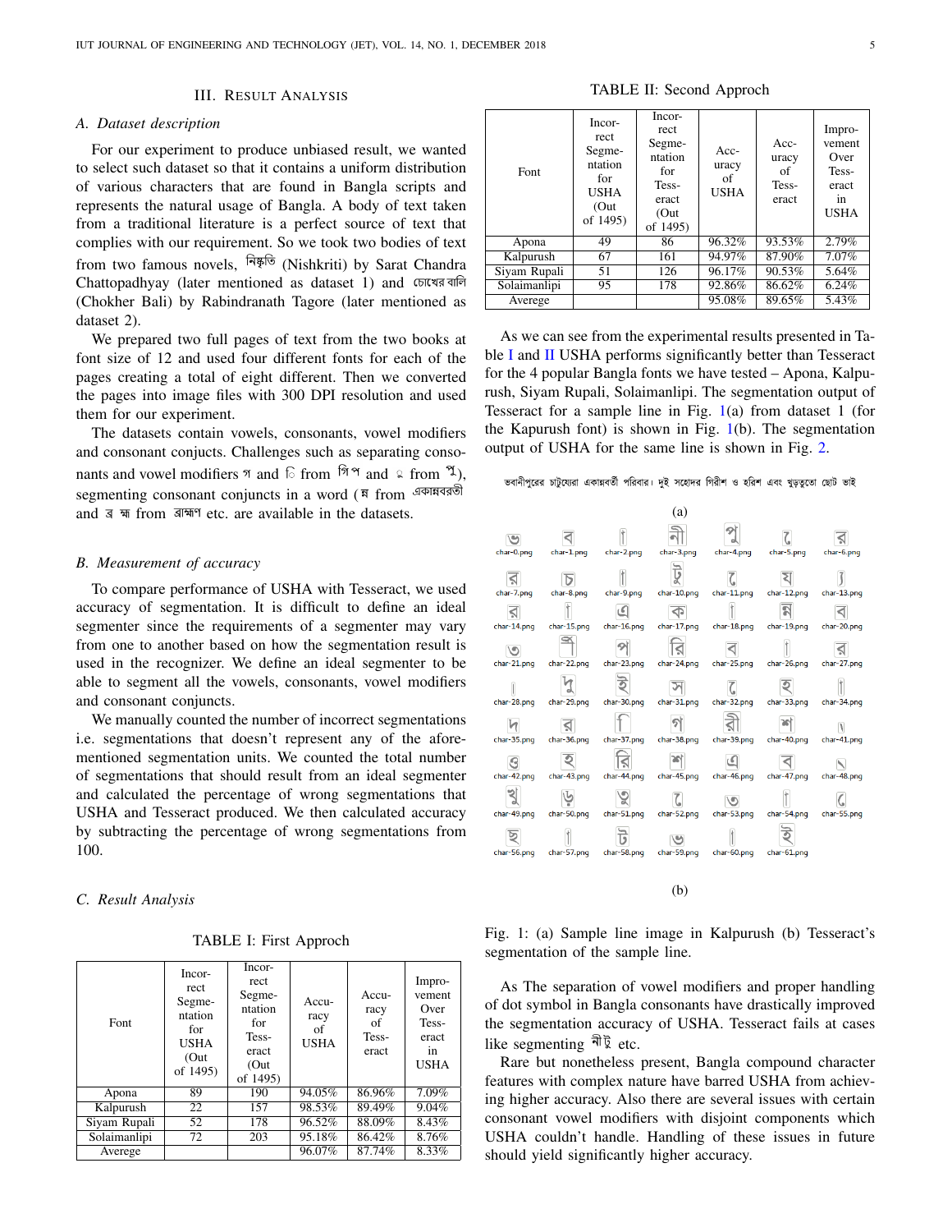## III. Result Analysis

### A. Dataset description

For our experiment to produce unbiased result, we wanted to select such dataset so that it contains a uniform distribution of various characters that are found in Bangla scripts and represents the natural usage of Bangla. A body of text taken from a traditional literature is a perfect source of text that complies with our requirement. So we took two bodies of text from two famous novels, নিষ্কৃতি (Nishkriti) by Sarat Chandra Chattopadhyay (later mentioned as dataset 1) and চোখের বালি (Chokher Bali) by Rabindranath Tagore (later mentioned as dataset 2).

We prepared two full pages of text from the two books at font size of 12 and used four different fonts for each of the pages creating a total of eight different. Then we converted the pages into image files with 300 DPI resolution and used them for our experiment.

The datasets contain vowels, consonants, vowel modifiers and consonant conjucts. Challenges such as separating consonants and vowel modifiers গ and ি from গিপ and ৄ from পৃ), segmenting consonant conjuncts in a word (ম্ন from একান্নবর্তী and ব্র ক্ষ from ব্রাহ্মণ etc. are available in the datasets.

### B. Measurement of accuracy

To compare performance of USHA with Tesseract, we used accuracy of segmentation. It is difficult to define an ideal segmenter since the requirements of a segmenter may vary from one to another based on how the segmentation result is used in the recognizer. We define an ideal segmenter to be able to segment all the vowels, consonants, vowel modifiers and consonant conjuncts.

We manually counted the number of incorrect segmentations i.e. segmentations that doesn't represent any of the aforementioned segmentation units. We counted the total number of segmentations that should result from an ideal segmenter and calculated the percentage of wrong segmentations that USHA and Tesseract produced. We then calculated accuracy by subtracting the percentage of wrong segmentations from 100.

### C. Result Analysis

TABLE I: First Approch

| Font | Incorrect Segmentation for USHA (Out of 1495) | Incorrect Segmentation for Tesseract (Out of 1495) | Accuracy of USHA | Accuracy of Tesseract | Improvement Over Tesseract in USHA |
|---|---|---|---|---|---|
| Apona | 89 | 190 | 94.05% | 86.96% | 7.09% |
| Kalpurush | 22 | 157 | 98.53% | 89.49% | 9.04% |
| Siyam Rupali | 52 | 178 | 96.52% | 88.09% | 8.43% |
| Solaimanlipi | 72 | 203 | 95.18% | 86.42% | 8.76% |
| Averege | | | 96.07% | 87.74% | 8.33% |

TABLE II: Second Approch

| Font | Incorrect Segmentation for USHA (Out of 1495) | Incorrect Segmentation for Tesseract (Out of 1495) | Accuracy of USHA | Accuracy of Tesseract | Improvement Over Tesseract in USHA |
|---|---|---|---|---|---|
| Apona | 49 | 86 | 96.32% | 93.53% | 2.79% |
| Kalpurush | 67 | 161 | 94.97% | 87.90% | 7.07% |
| Siyam Rupali | 51 | 126 | 96.17% | 90.53% | 5.64% |
| Solaimanlipi | 95 | 178 | 92.86% | 86.62% | 6.24% |
| Averege | | | 95.08% | 89.65% | 5.43% |

As we can see from the experimental results presented in Table I and II USHA performs significantly better than Tesseract for the 4 popular Bangla fonts we have tested – Apona, Kalpurush, Siyam Rupali, Solaimanlipi. The segmentation output of Tesseract for a sample line in Fig. 1(a) from dataset 1 (for the Kapurush font) is shown in Fig. 1(b). The segmentation output of USHA for the same line is shown in Fig. 2.

ভবানীপুরের চাটুয্যেরা একান্নবর্তী পরিবার। দুই সহোদর গিরীশ ও হরিশ এবং খুড়তুতো ছোট ভাই

(a)

char-0.png char-1.png char-2.png char-3.png char-4.png char-5.png char-6.png
char-7.png char-8.png char-9.png char-10.png char-11.png char-12.png char-13.png
char-14.png char-15.png char-16.png char-17.png char-18.png char-19.png char-20.png
char-21.png char-22.png char-23.png char-24.png char-25.png char-26.png char-27.png
char-28.png char-29.png char-30.png char-31.png char-32.png char-33.png char-34.png
char-35.png char-36.png char-37.png char-38.png char-39.png char-40.png char-41.png
char-42.png char-43.png char-44.png char-45.png char-46.png char-47.png char-48.png
char-49.png char-50.png char-51.png char-52.png char-53.png char-54.png char-55.png
char-56.png char-57.png char-58.png char-59.png char-60.png char-61.png

(b)

Fig. 1: (a) Sample line image in Kalpurush (b) Tesseract's segmentation of the sample line.

As The separation of vowel modifiers and proper handling of dot symbol in Bangla consonants have drastically improved the segmentation accuracy of USHA. Tesseract fails at cases like segmenting নীটু etc.

Rare but nonetheless present, Bangla compound character features with complex nature have barred USHA from achieving higher accuracy. Also there are several issues with certain consonant vowel modifiers with disjoint components which USHA couldn't handle. Handling of these issues in future should yield significantly higher accuracy.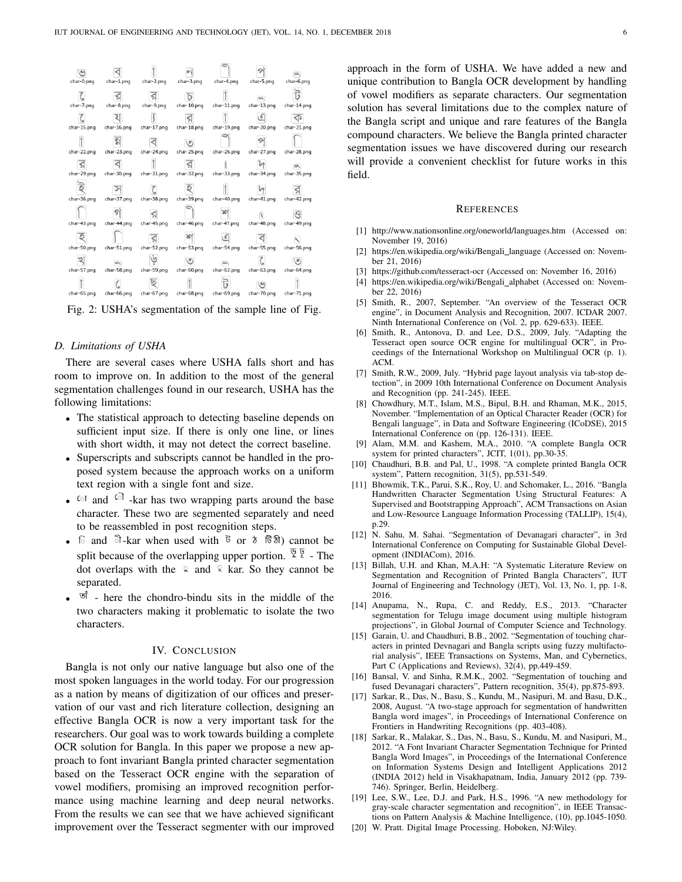char-0.png char-1.png char-2.png char-3.png char-4.png char-5.png char-6.png
char-7.png char-8.png char-9.png char-10.png char-11.png char-13.png char-14.png
char-15.png char-16.png char-17.png char-18.png char-19.png char-20.png char-21.png
char-22.png char-23.png char-24.png char-25.png char-26.png char-27.png char-28.png
char-29.png char-30.png char-31.png char-32.png char-33.png char-34.png char-35.png
char-36.png char-37.png char-38.png char-39.png char-40.png char-41.png char-42.png
char-43.png char-44.png char-45.png char-46.png char-47.png char-48.png char-49.png
char-50.png char-51.png char-52.png char-53.png char-54.png char-55.png char-56.png
char-57.png char-58.png char-59.png char-60.png char-62.png char-63.png char-64.png
char-65.png char-66.png char-67.png char-68.png char-69.png char-70.png char-71.png

Fig. 2: USHA's segmentation of the sample line of Fig.

### D. Limitations of USHA

There are several cases where USHA falls short and has room to improve on. In addition to the most of the general segmentation challenges found in our research, USHA has the following limitations:

- The statistical approach to detecting baseline depends on sufficient input size. If there is only one line, or lines with short width, it may not detect the correct baseline.
- Superscripts and subscripts cannot be handled in the proposed system because the approach works on a uniform text region with a single font and size.
- ো and ৌ -kar has two wrapping parts around the base character. These two are segmented separately and need to be reassembled in post recognition steps.
- ি and ী-kar when used with ট or ঠ টি ঠী) cannot be split because of the overlapping upper portion. ড়ু ঢ়ূ - The dot overlaps with the ু and ূ kar. So they cannot be separated.
- তাঁ - here the chondro-bindu sits in the middle of the two characters making it problematic to isolate the two characters.

## IV. Conclusion

Bangla is not only our native language but also one of the most spoken languages in the world today. For our progression as a nation by means of digitization of our offices and preservation of our vast and rich literature collection, designing an effective Bangla OCR is now a very important task for the researchers. Our goal was to work towards building a complete OCR solution for Bangla. In this paper we propose a new approach to font invariant Bangla printed character segmentation based on the Tesseract OCR engine with the separation of vowel modifiers, promising an improved recognition performance using machine learning and deep neural networks. From the results we can see that we have achieved significant improvement over the Tesseract segmenter with our improved approach in the form of USHA. We have added a new and unique contribution to Bangla OCR development by handling of vowel modifiers as separate characters. Our segmentation solution has several limitations due to the complex nature of the Bangla script and unique and rare features of the Bangla compound characters. We believe the Bangla printed character segmentation issues we have discovered during our research will provide a convenient checklist for future works in this field.

## References

[1] http://www.nationsonline.org/oneworld/languages.htm (Accessed on: November 19, 2016)

[2] https://en.wikipedia.org/wiki/Bengali_language (Accessed on: November 21, 2016)

[3] https://github.com/tesseract-ocr (Accessed on: November 16, 2016)

[4] https://en.wikipedia.org/wiki/Bengali_alphabet (Accessed on: November 22, 2016)

[5] Smith, R., 2007, September. "An overview of the Tesseract OCR engine", in Document Analysis and Recognition, 2007. ICDAR 2007. Ninth International Conference on (Vol. 2, pp. 629-633). IEEE.

[6] Smith, R., Antonova, D. and Lee, D.S., 2009, July. "Adapting the Tesseract open source OCR engine for multilingual OCR", in Proceedings of the International Workshop on Multilingual OCR (p. 1). ACM.

[7] Smith, R.W., 2009, July. "Hybrid page layout analysis via tab-stop detection", in 2009 10th International Conference on Document Analysis and Recognition (pp. 241-245). IEEE.

[8] Chowdhury, M.T., Islam, M.S., Bipul, B.H. and Rhaman, M.K., 2015, November. "Implementation of an Optical Character Reader (OCR) for Bengali language", in Data and Software Engineering (ICoDSE), 2015 International Conference on (pp. 126-131). IEEE.

[9] Alam, M.M. and Kashem, M.A., 2010. "A complete Bangla OCR system for printed characters", JCIT, 1(01), pp.30-35.

[10] Chaudhuri, B.B. and Pal, U., 1998. "A complete printed Bangla OCR system", Pattern recognition, 31(5), pp.531-549.

[11] Bhowmik, T.K., Parui, S.K., Roy, U. and Schomaker, L., 2016. "Bangla Handwritten Character Segmentation Using Structural Features: A Supervised and Bootstrapping Approach", ACM Transactions on Asian and Low-Resource Language Information Processing (TALLIP), 15(4), p.29.

[12] N. Sahu, M. Sahai. "Segmentation of Devanagari character", in 3rd International Conference on Computing for Sustainable Global Development (INDIACom), 2016.

[13] Billah, U.H. and Khan, M.A.H: "A Systematic Literature Review on Segmentation and Recognition of Printed Bangla Characters", IUT Journal of Engineering and Technology (JET), Vol. 13, No. 1, pp. 1-8, 2016.

[14] Anupama, N., Rupa, C. and Reddy, E.S., 2013. "Character segmentation for Telugu image document using multiple histogram projections", in Global Journal of Computer Science and Technology.

[15] Garain, U. and Chaudhuri, B.B., 2002. "Segmentation of touching characters in printed Devnagari and Bangla scripts using fuzzy multifactorial analysis", IEEE Transactions on Systems, Man, and Cybernetics, Part C (Applications and Reviews), 32(4), pp.449-459.

[16] Bansal, V. and Sinha, R.M.K., 2002. "Segmentation of touching and fused Devanagari characters", Pattern recognition, 35(4), pp.875-893.

[17] Sarkar, R., Das, N., Basu, S., Kundu, M., Nasipuri, M. and Basu, D.K., 2008, August. "A two-stage approach for segmentation of handwritten Bangla word images", in Proceedings of International Conference on Frontiers in Handwriting Recognitions (pp. 403-408).

[18] Sarkar, R., Malakar, S., Das, N., Basu, S., Kundu, M. and Nasipuri, M., 2012. "A Font Invariant Character Segmentation Technique for Printed Bangla Word Images", in Proceedings of the International Conference on Information Systems Design and Intelligent Applications 2012 (INDIA 2012) held in Visakhapatnam, India, January 2012 (pp. 739-746). Springer, Berlin, Heidelberg.

[19] Lee, S.W., Lee, D.J. and Park, H.S., 1996. "A new methodology for gray-scale character segmentation and recognition", in IEEE Transactions on Pattern Analysis & Machine Intelligence, (10), pp.1045-1050.

[20] W. Pratt. Digital Image Processing. Hoboken, NJ:Wiley.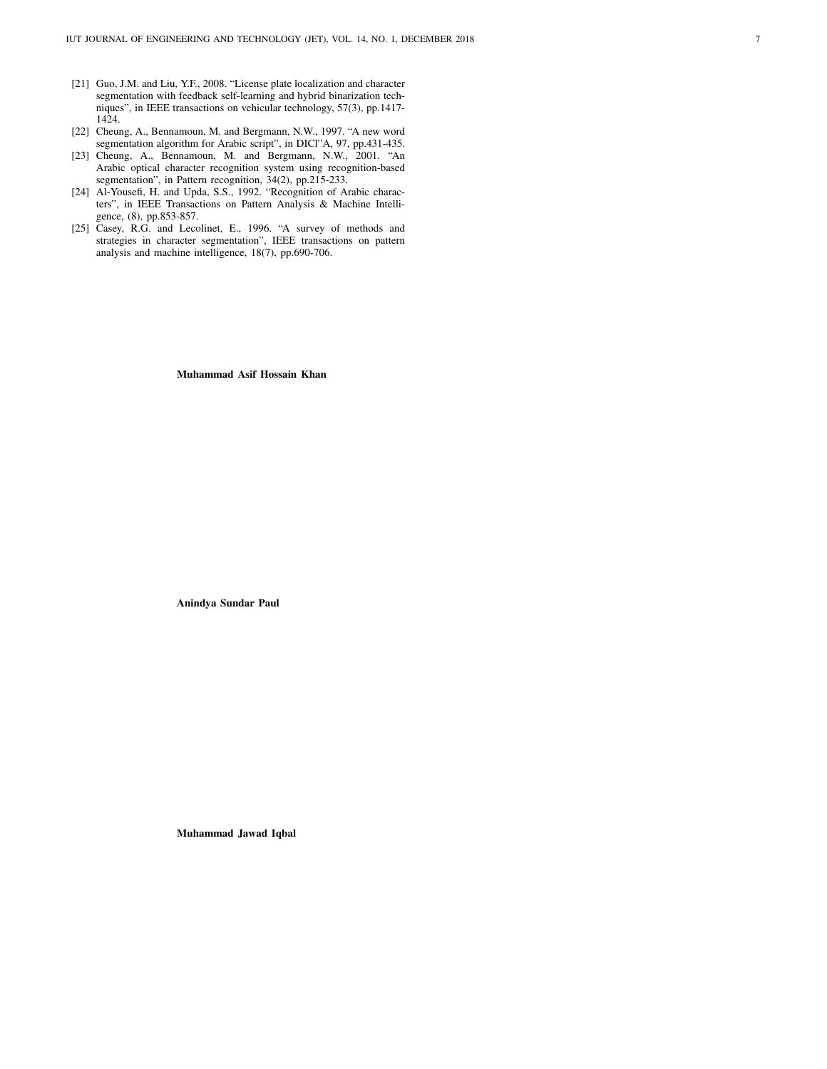[21] Guo, J.M. and Liu, Y.F., 2008. "License plate localization and character segmentation with feedback self-learning and hybrid binarization techniques", in IEEE transactions on vehicular technology, 57(3), pp.1417-1424.

[22] Cheung, A., Bennamoun, M. and Bergmann, N.W., 1997. "A new word segmentation algorithm for Arabic script", in DICl"A, 97, pp.431-435.

[23] Cheung, A., Bennamoun, M. and Bergmann, N.W., 2001. "An Arabic optical character recognition system using recognition-based segmentation", in Pattern recognition, 34(2), pp.215-233.

[24] Al-Yousefi, H. and Upda, S.S., 1992. "Recognition of Arabic characters", in IEEE Transactions on Pattern Analysis & Machine Intelligence, (8), pp.853-857.

[25] Casey, R.G. and Lecolinet, E., 1996. "A survey of methods and strategies in character segmentation", IEEE transactions on pattern analysis and machine intelligence, 18(7), pp.690-706.

**Muhammad Asif Hossain Khan**

**Anindya Sundar Paul**

**Muhammad Jawad Iqbal**